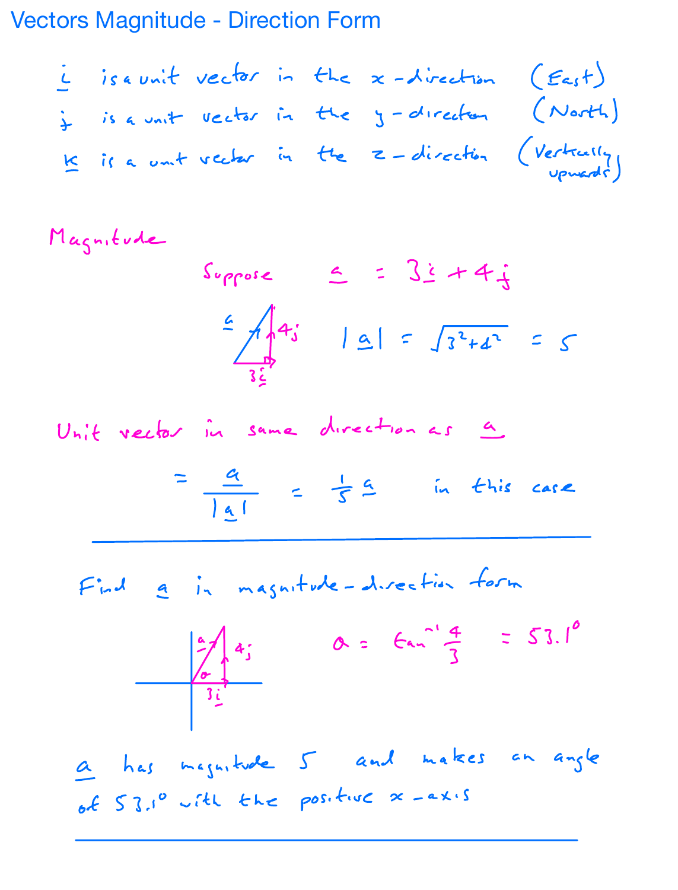# Vectors Magnitude - Direction Form

$\underline{i}$ is a unit vector in the $x$-direction (East)

$\underline{j}$ is a unit vector in the $y$-direction (North)

$\underline{k}$ is a unit vector in the $z$-direction (Vertically upwards)

## Magnitude

Suppose $\underline{a} = 3\underline{i} + 4\underline{j}$

$$|\underline{a}| = \sqrt{3^2 + 4^2} = 5$$

Unit vector in same direction as $\underline{a}$

$$= \frac{\underline{a}}{|\underline{a}|} = \frac{1}{5}\underline{a} \quad \text{in this case}$$

---

Find $\underline{a}$ in magnitude-direction form

$$\alpha = \tan^{-1}\frac{4}{3} = 53.1^\circ$$

$\underline{a}$ has magnitude 5 and makes an angle of $53.1^\circ$ with the positive $x$-axis

---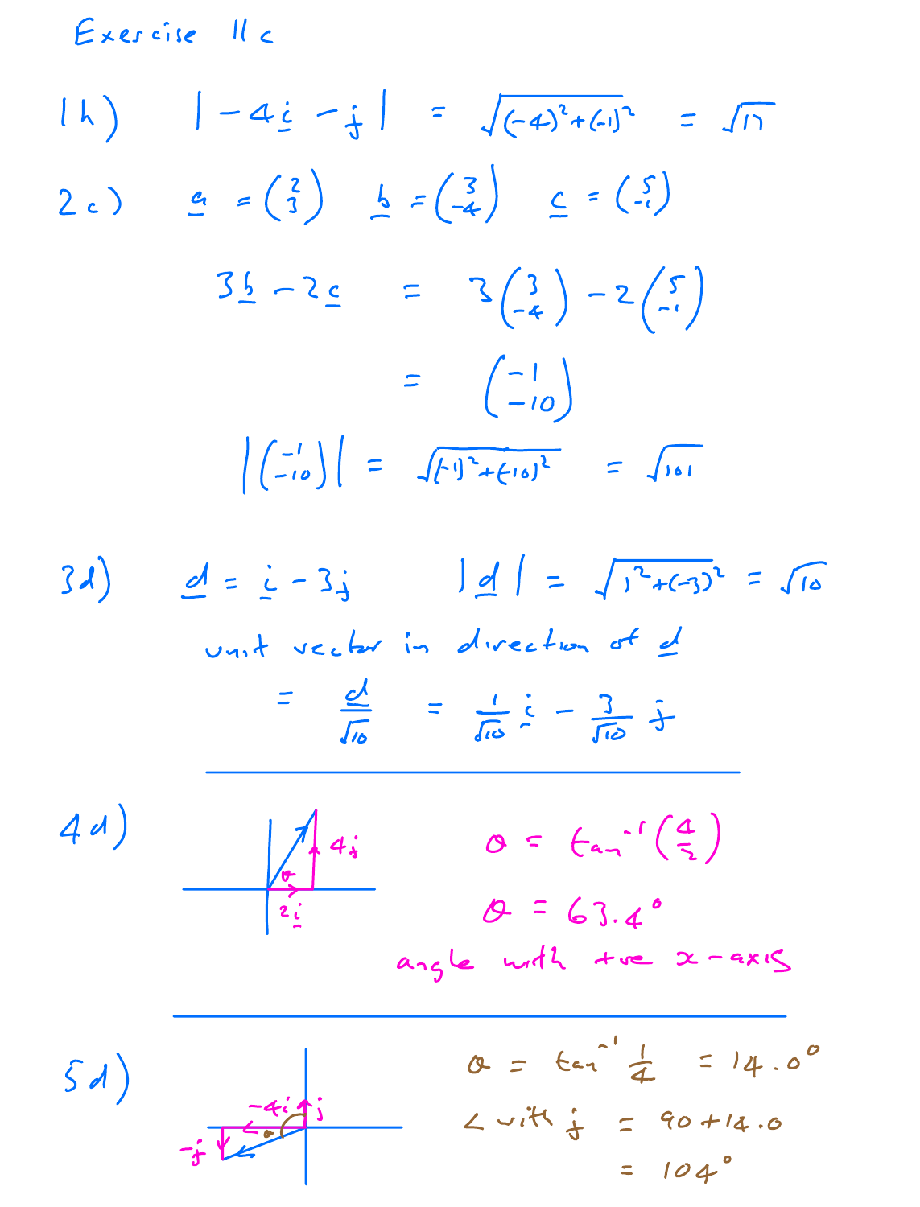# Exercise 11c

**1h)** $|-4\underline{i} - \underline{j}| = \sqrt{(-4)^2 + (-1)^2} = \sqrt{17}$

**2c)** $\underline{a} = \begin{pmatrix} 2 \\ 3 \end{pmatrix}$ $\underline{b} = \begin{pmatrix} 3 \\ -4 \end{pmatrix}$ $\underline{c} = \begin{pmatrix} 5 \\ -1 \end{pmatrix}$

$$3\underline{b} - 2\underline{c} = 3\begin{pmatrix} 3 \\ -4 \end{pmatrix} - 2\begin{pmatrix} 5 \\ -1 \end{pmatrix}$$

$$= \begin{pmatrix} -1 \\ -10 \end{pmatrix}$$

$$\left|\begin{pmatrix} -1 \\ -10 \end{pmatrix}\right| = \sqrt{(-1)^2 + (-10)^2} = \sqrt{101}$$

**3d)** $\underline{d} = \underline{i} - 3\underline{j}$ $|\underline{d}| = \sqrt{1^2 + (-3)^2} = \sqrt{10}$

unit vector in direction of $\underline{d}$

$$= \frac{\underline{d}}{\sqrt{10}} = \frac{1}{\sqrt{10}}\underline{i} - \frac{3}{\sqrt{10}}\underline{j}$$

---

**4d)** (diagram: $2\underline{i}$ along x-axis, $4\underline{j}$ up, angle $\theta$ at origin)

$\theta = \tan^{-1}\left(\frac{4}{2}\right)$

$\theta = 63.4°$

angle with +ve $x$-axis

---

**5d)** (diagram: $-4\underline{i}$ and $-\underline{j}$, with $\underline{j}$ upward, angle $\theta$)

$\theta = \tan^{-1}\frac{1}{4} = 14.0°$

$\angle$ with $\underline{j}$ $= 90 + 14.0$

$= 104°$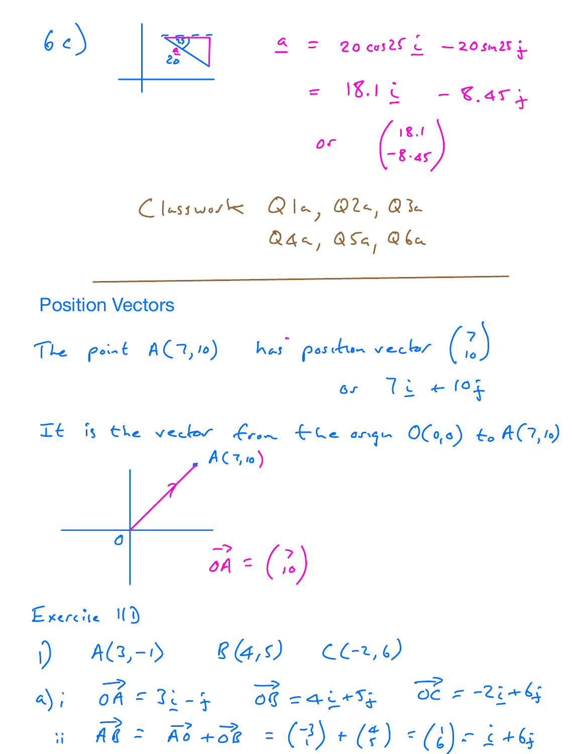6c)

$$\underline{a} = 20\cos 25\,\underline{i} - 20\sin 25\,\underline{j}$$

$$= 18.1\,\underline{i} - 8.45\,\underline{j}$$

or $\begin{pmatrix} 18.1 \\ -8.45 \end{pmatrix}$

Classwork Q1a, Q2a, Q3a
Q4a, Q5a, Q6a

---

## Position Vectors

The point $A(7, 10)$ has position vector $\begin{pmatrix} 7 \\ 10 \end{pmatrix}$

or $7\underline{i} + 10\underline{j}$

It is the vector from the origin $O(0,0)$ to $A(7,10)$

$\overrightarrow{OA} = \begin{pmatrix} 7 \\ 10 \end{pmatrix}$

Exercise 11D

1) $A(3,-1)$ $B(4,5)$ $C(-2,6)$

a) i $\overrightarrow{OA} = 3\underline{i} - \underline{j}$ $\overrightarrow{OB} = 4\underline{i} + 5\underline{j}$ $\overrightarrow{OC} = -2\underline{i} + 6\underline{j}$

ii $\overrightarrow{AB} = \overrightarrow{AO} + \overrightarrow{OB} = \begin{pmatrix} -3 \\ 1 \end{pmatrix} + \begin{pmatrix} 4 \\ 5 \end{pmatrix} = \begin{pmatrix} 1 \\ 6 \end{pmatrix} = \underline{i} + 6\underline{j}$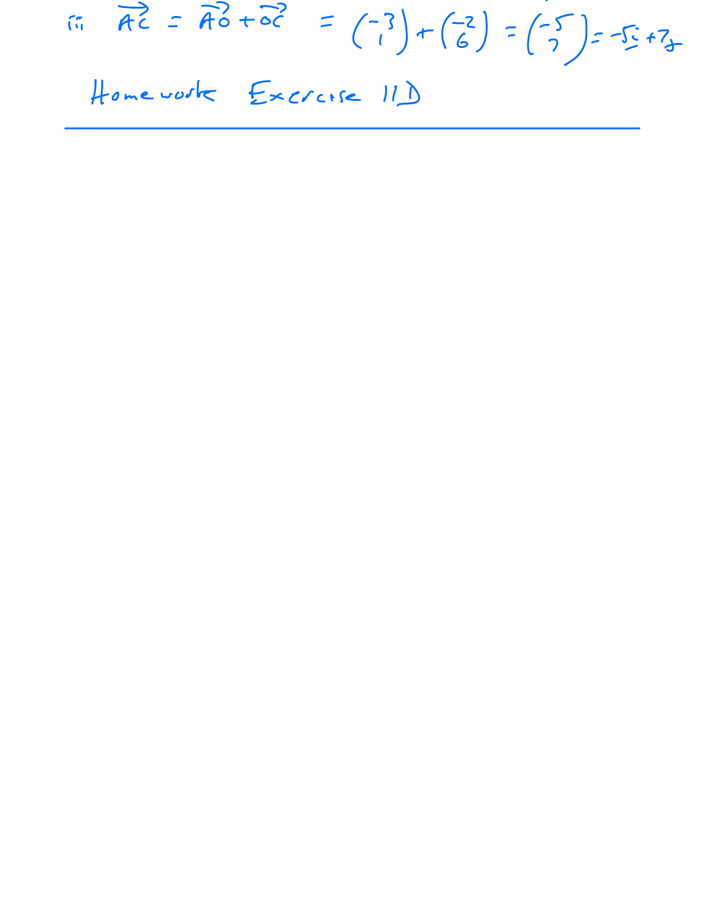iii $\overrightarrow{AC} = \overrightarrow{AO} + \overrightarrow{OC} = \begin{pmatrix} -3 \\ 1 \end{pmatrix} + \begin{pmatrix} -2 \\ 6 \end{pmatrix} = \begin{pmatrix} -5 \\ 7 \end{pmatrix} = -5\underline{i} + 7\underline{j}$

Homework Exercise 11D

---